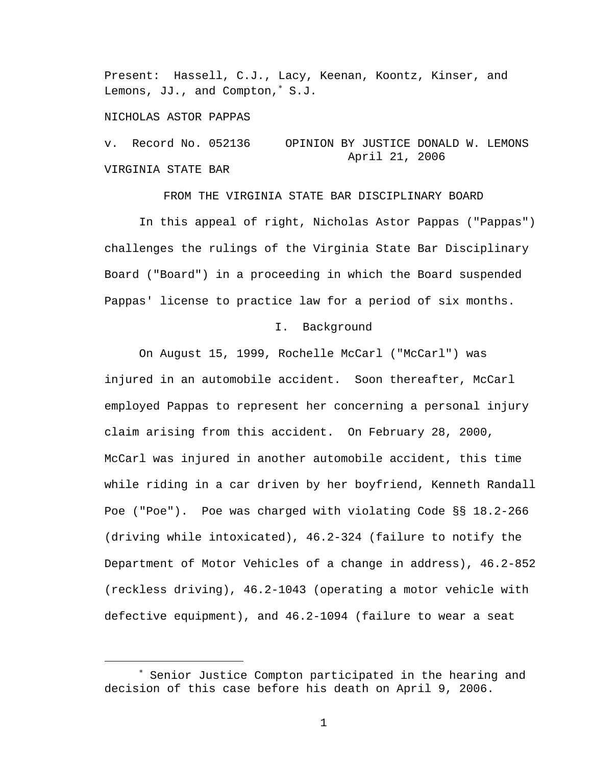Present: Hassell, C.J., Lacy, Keenan, Koontz, Kinser, and Lemons, JJ., and Compton,* S.J.

NICHOLAS ASTOR PAPPAS

v. Record No. 052136 OPINION BY JUSTICE DONALD W. LEMONS
April 21, 2006

VIRGINIA STATE BAR

FROM THE VIRGINIA STATE BAR DISCIPLINARY BOARD

In this appeal of right, Nicholas Astor Pappas ("Pappas") challenges the rulings of the Virginia State Bar Disciplinary Board ("Board") in a proceeding in which the Board suspended Pappas' license to practice law for a period of six months.

## I. Background

On August 15, 1999, Rochelle McCarl ("McCarl") was injured in an automobile accident. Soon thereafter, McCarl employed Pappas to represent her concerning a personal injury claim arising from this accident. On February 28, 2000, McCarl was injured in another automobile accident, this time while riding in a car driven by her boyfriend, Kenneth Randall Poe ("Poe"). Poe was charged with violating Code §§ 18.2-266 (driving while intoxicated), 46.2-324 (failure to notify the Department of Motor Vehicles of a change in address), 46.2-852 (reckless driving), 46.2-1043 (operating a motor vehicle with defective equipment), and 46.2-1094 (failure to wear a seat

---

* Senior Justice Compton participated in the hearing and decision of this case before his death on April 9, 2006.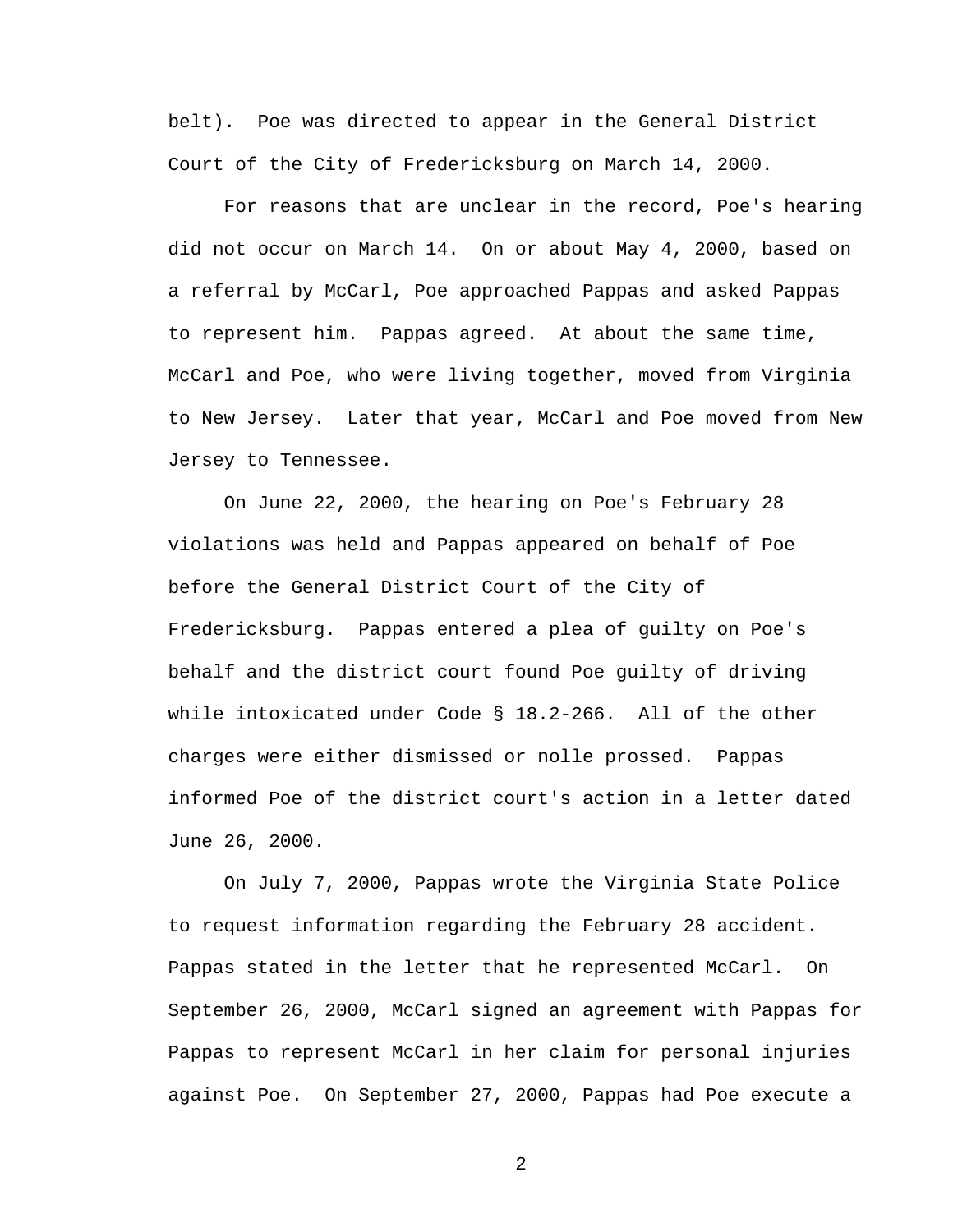belt). Poe was directed to appear in the General District Court of the City of Fredericksburg on March 14, 2000.

For reasons that are unclear in the record, Poe's hearing did not occur on March 14. On or about May 4, 2000, based on a referral by McCarl, Poe approached Pappas and asked Pappas to represent him. Pappas agreed. At about the same time, McCarl and Poe, who were living together, moved from Virginia to New Jersey. Later that year, McCarl and Poe moved from New Jersey to Tennessee.

On June 22, 2000, the hearing on Poe's February 28 violations was held and Pappas appeared on behalf of Poe before the General District Court of the City of Fredericksburg. Pappas entered a plea of guilty on Poe's behalf and the district court found Poe guilty of driving while intoxicated under Code § 18.2-266. All of the other charges were either dismissed or nolle prossed. Pappas informed Poe of the district court's action in a letter dated June 26, 2000.

On July 7, 2000, Pappas wrote the Virginia State Police to request information regarding the February 28 accident. Pappas stated in the letter that he represented McCarl. On September 26, 2000, McCarl signed an agreement with Pappas for Pappas to represent McCarl in her claim for personal injuries against Poe. On September 27, 2000, Pappas had Poe execute a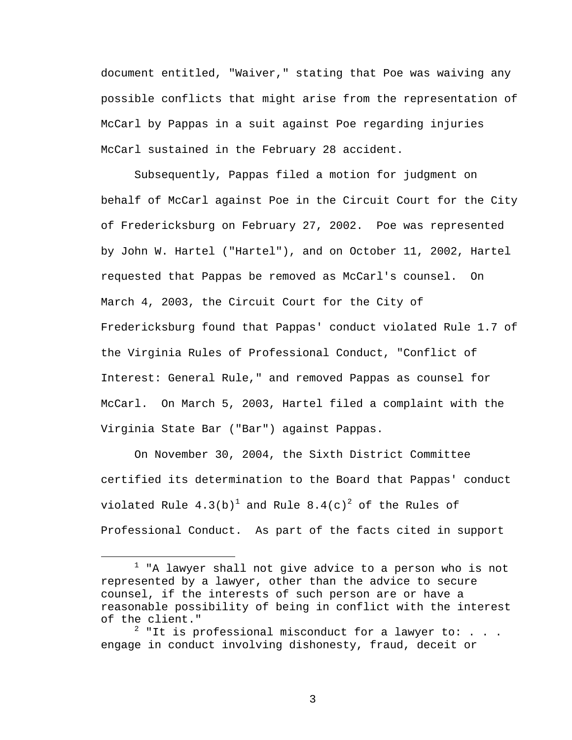document entitled, "Waiver," stating that Poe was waiving any possible conflicts that might arise from the representation of McCarl by Pappas in a suit against Poe regarding injuries McCarl sustained in the February 28 accident.

Subsequently, Pappas filed a motion for judgment on behalf of McCarl against Poe in the Circuit Court for the City of Fredericksburg on February 27, 2002. Poe was represented by John W. Hartel ("Hartel"), and on October 11, 2002, Hartel requested that Pappas be removed as McCarl's counsel. On March 4, 2003, the Circuit Court for the City of Fredericksburg found that Pappas' conduct violated Rule 1.7 of the Virginia Rules of Professional Conduct, "Conflict of Interest: General Rule," and removed Pappas as counsel for McCarl. On March 5, 2003, Hartel filed a complaint with the Virginia State Bar ("Bar") against Pappas.

On November 30, 2004, the Sixth District Committee certified its determination to the Board that Pappas' conduct violated Rule 4.3(b)[1] and Rule 8.4(c)[2] of the Rules of Professional Conduct. As part of the facts cited in support

[1] "A lawyer shall not give advice to a person who is not represented by a lawyer, other than the advice to secure counsel, if the interests of such person are or have a reasonable possibility of being in conflict with the interest of the client."

[2] "It is professional misconduct for a lawyer to: . . . engage in conduct involving dishonesty, fraud, deceit or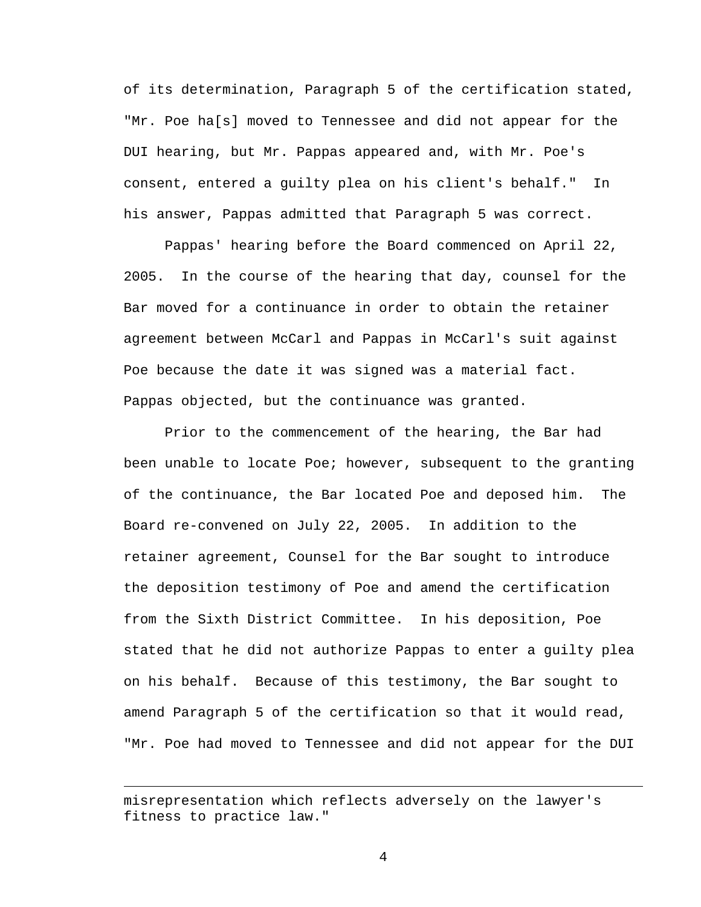of its determination, Paragraph 5 of the certification stated, "Mr. Poe ha[s] moved to Tennessee and did not appear for the DUI hearing, but Mr. Pappas appeared and, with Mr. Poe's consent, entered a guilty plea on his client's behalf." In his answer, Pappas admitted that Paragraph 5 was correct.

Pappas' hearing before the Board commenced on April 22, 2005. In the course of the hearing that day, counsel for the Bar moved for a continuance in order to obtain the retainer agreement between McCarl and Pappas in McCarl's suit against Poe because the date it was signed was a material fact. Pappas objected, but the continuance was granted.

Prior to the commencement of the hearing, the Bar had been unable to locate Poe; however, subsequent to the granting of the continuance, the Bar located Poe and deposed him. The Board re-convened on July 22, 2005. In addition to the retainer agreement, Counsel for the Bar sought to introduce the deposition testimony of Poe and amend the certification from the Sixth District Committee. In his deposition, Poe stated that he did not authorize Pappas to enter a guilty plea on his behalf. Because of this testimony, the Bar sought to amend Paragraph 5 of the certification so that it would read, "Mr. Poe had moved to Tennessee and did not appear for the DUI

---

misrepresentation which reflects adversely on the lawyer's fitness to practice law."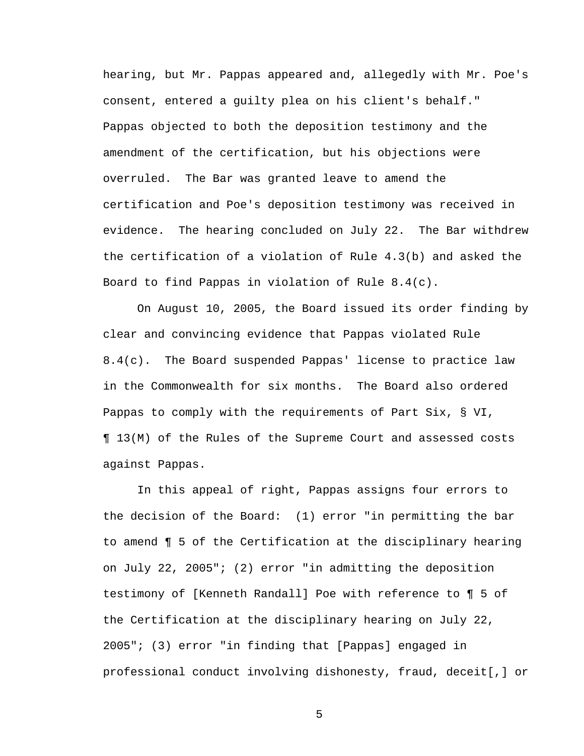hearing, but Mr. Pappas appeared and, allegedly with Mr. Poe's consent, entered a guilty plea on his client's behalf." Pappas objected to both the deposition testimony and the amendment of the certification, but his objections were overruled. The Bar was granted leave to amend the certification and Poe's deposition testimony was received in evidence. The hearing concluded on July 22. The Bar withdrew the certification of a violation of Rule 4.3(b) and asked the Board to find Pappas in violation of Rule 8.4(c).

On August 10, 2005, the Board issued its order finding by clear and convincing evidence that Pappas violated Rule 8.4(c). The Board suspended Pappas' license to practice law in the Commonwealth for six months. The Board also ordered Pappas to comply with the requirements of Part Six, § VI, ¶ 13(M) of the Rules of the Supreme Court and assessed costs against Pappas.

In this appeal of right, Pappas assigns four errors to the decision of the Board: (1) error "in permitting the bar to amend ¶ 5 of the Certification at the disciplinary hearing on July 22, 2005"; (2) error "in admitting the deposition testimony of [Kenneth Randall] Poe with reference to ¶ 5 of the Certification at the disciplinary hearing on July 22, 2005"; (3) error "in finding that [Pappas] engaged in professional conduct involving dishonesty, fraud, deceit[,] or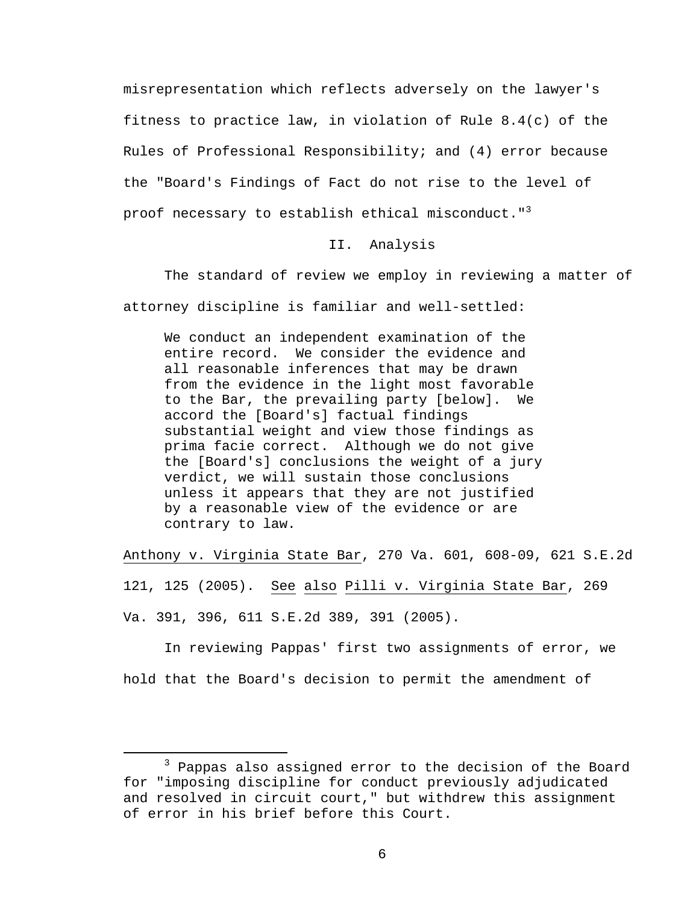misrepresentation which reflects adversely on the lawyer's fitness to practice law, in violation of Rule 8.4(c) of the Rules of Professional Responsibility; and (4) error because the "Board's Findings of Fact do not rise to the level of proof necessary to establish ethical misconduct."[3]

## II. Analysis

The standard of review we employ in reviewing a matter of attorney discipline is familiar and well-settled:

> We conduct an independent examination of the entire record. We consider the evidence and all reasonable inferences that may be drawn from the evidence in the light most favorable to the Bar, the prevailing party [below]. We accord the [Board's] factual findings substantial weight and view those findings as prima facie correct. Although we do not give the [Board's] conclusions the weight of a jury verdict, we will sustain those conclusions unless it appears that they are not justified by a reasonable view of the evidence or are contrary to law.

Anthony v. Virginia State Bar, 270 Va. 601, 608-09, 621 S.E.2d 121, 125 (2005). See also Pilli v. Virginia State Bar, 269 Va. 391, 396, 611 S.E.2d 389, 391 (2005).

In reviewing Pappas' first two assignments of error, we hold that the Board's decision to permit the amendment of

---

[3] Pappas also assigned error to the decision of the Board for "imposing discipline for conduct previously adjudicated and resolved in circuit court," but withdrew this assignment of error in his brief before this Court.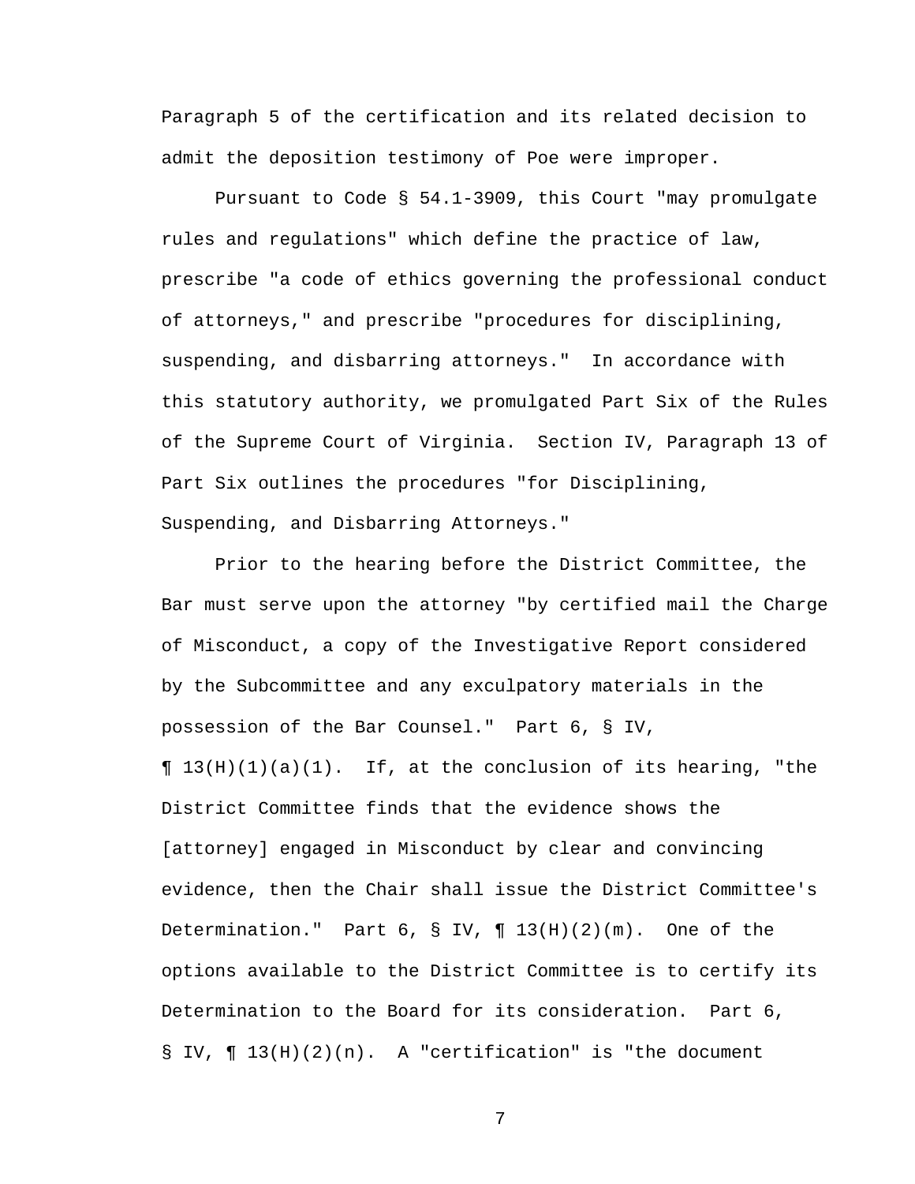Paragraph 5 of the certification and its related decision to admit the deposition testimony of Poe were improper.

Pursuant to Code § 54.1-3909, this Court "may promulgate rules and regulations" which define the practice of law, prescribe "a code of ethics governing the professional conduct of attorneys," and prescribe "procedures for disciplining, suspending, and disbarring attorneys." In accordance with this statutory authority, we promulgated Part Six of the Rules of the Supreme Court of Virginia. Section IV, Paragraph 13 of Part Six outlines the procedures "for Disciplining, Suspending, and Disbarring Attorneys."

Prior to the hearing before the District Committee, the Bar must serve upon the attorney "by certified mail the Charge of Misconduct, a copy of the Investigative Report considered by the Subcommittee and any exculpatory materials in the possession of the Bar Counsel." Part 6, § IV, ¶ 13(H)(1)(a)(1). If, at the conclusion of its hearing, "the District Committee finds that the evidence shows the [attorney] engaged in Misconduct by clear and convincing evidence, then the Chair shall issue the District Committee's Determination." Part 6, § IV, ¶ 13(H)(2)(m). One of the options available to the District Committee is to certify its Determination to the Board for its consideration. Part 6, § IV, ¶ 13(H)(2)(n). A "certification" is "the document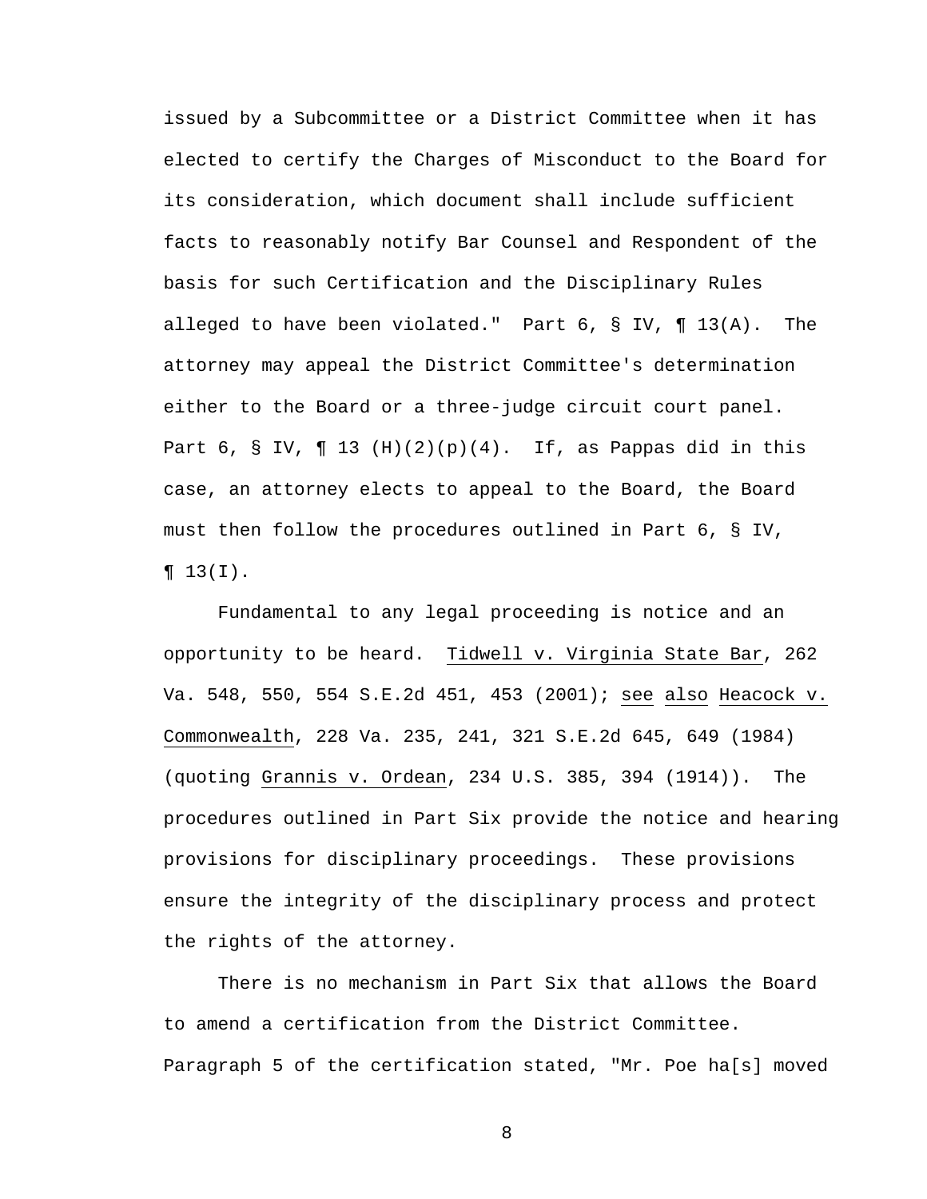issued by a Subcommittee or a District Committee when it has elected to certify the Charges of Misconduct to the Board for its consideration, which document shall include sufficient facts to reasonably notify Bar Counsel and Respondent of the basis for such Certification and the Disciplinary Rules alleged to have been violated." Part 6, § IV, ¶ 13(A). The attorney may appeal the District Committee's determination either to the Board or a three-judge circuit court panel. Part 6, § IV, ¶ 13 (H)(2)(p)(4). If, as Pappas did in this case, an attorney elects to appeal to the Board, the Board must then follow the procedures outlined in Part 6, § IV, ¶ 13(I).

Fundamental to any legal proceeding is notice and an opportunity to be heard. Tidwell v. Virginia State Bar, 262 Va. 548, 550, 554 S.E.2d 451, 453 (2001); see also Heacock v. Commonwealth, 228 Va. 235, 241, 321 S.E.2d 645, 649 (1984) (quoting Grannis v. Ordean, 234 U.S. 385, 394 (1914)). The procedures outlined in Part Six provide the notice and hearing provisions for disciplinary proceedings. These provisions ensure the integrity of the disciplinary process and protect the rights of the attorney.

There is no mechanism in Part Six that allows the Board to amend a certification from the District Committee. Paragraph 5 of the certification stated, "Mr. Poe ha[s] moved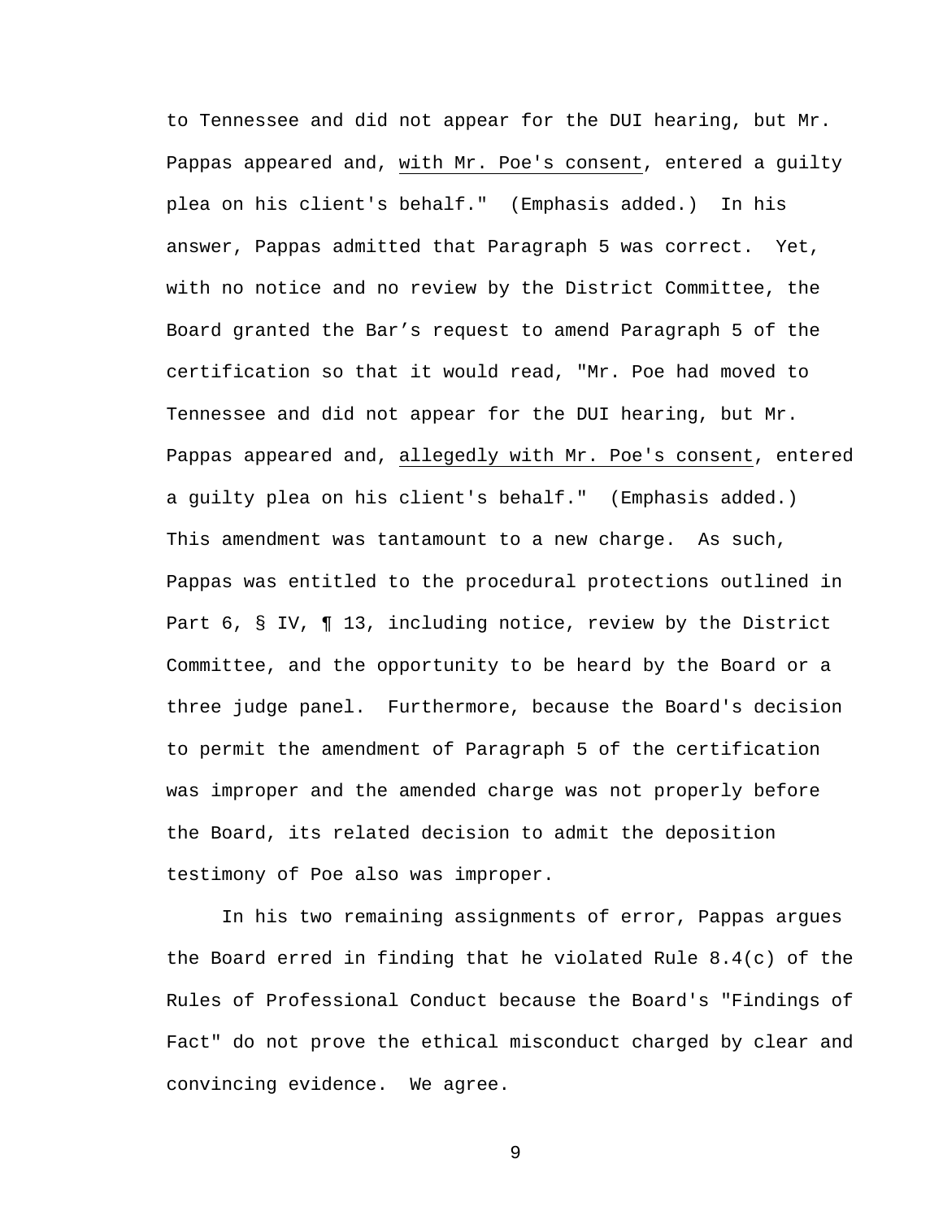to Tennessee and did not appear for the DUI hearing, but Mr. Pappas appeared and, <u>with Mr. Poe's consent</u>, entered a guilty plea on his client's behalf." (Emphasis added.) In his answer, Pappas admitted that Paragraph 5 was correct. Yet, with no notice and no review by the District Committee, the Board granted the Bar's request to amend Paragraph 5 of the certification so that it would read, "Mr. Poe had moved to Tennessee and did not appear for the DUI hearing, but Mr. Pappas appeared and, <u>allegedly with Mr. Poe's consent</u>, entered a guilty plea on his client's behalf." (Emphasis added.) This amendment was tantamount to a new charge. As such, Pappas was entitled to the procedural protections outlined in Part 6, § IV, ¶ 13, including notice, review by the District Committee, and the opportunity to be heard by the Board or a three judge panel. Furthermore, because the Board's decision to permit the amendment of Paragraph 5 of the certification was improper and the amended charge was not properly before the Board, its related decision to admit the deposition testimony of Poe also was improper.

In his two remaining assignments of error, Pappas argues the Board erred in finding that he violated Rule 8.4(c) of the Rules of Professional Conduct because the Board's "Findings of Fact" do not prove the ethical misconduct charged by clear and convincing evidence. We agree.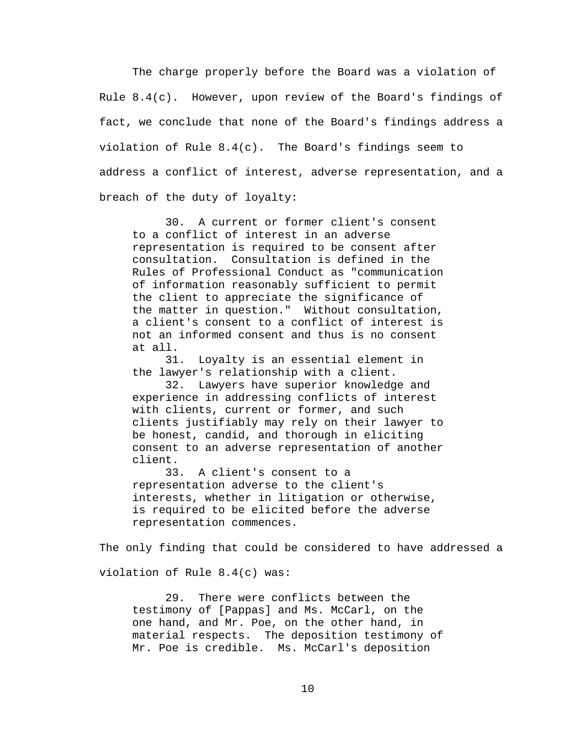The charge properly before the Board was a violation of Rule 8.4(c). However, upon review of the Board's findings of fact, we conclude that none of the Board's findings address a violation of Rule 8.4(c). The Board's findings seem to address a conflict of interest, adverse representation, and a breach of the duty of loyalty:

> 30. A current or former client's consent to a conflict of interest in an adverse representation is required to be consent after consultation. Consultation is defined in the Rules of Professional Conduct as "communication of information reasonably sufficient to permit the client to appreciate the significance of the matter in question." Without consultation, a client's consent to a conflict of interest is not an informed consent and thus is no consent at all.
>
> 31. Loyalty is an essential element in the lawyer's relationship with a client.
>
> 32. Lawyers have superior knowledge and experience in addressing conflicts of interest with clients, current or former, and such clients justifiably may rely on their lawyer to be honest, candid, and thorough in eliciting consent to an adverse representation of another client.
>
> 33. A client's consent to a representation adverse to the client's interests, whether in litigation or otherwise, is required to be elicited before the adverse representation commences.

The only finding that could be considered to have addressed a violation of Rule 8.4(c) was:

> 29. There were conflicts between the testimony of [Pappas] and Ms. McCarl, on the one hand, and Mr. Poe, on the other hand, in material respects. The deposition testimony of Mr. Poe is credible. Ms. McCarl's deposition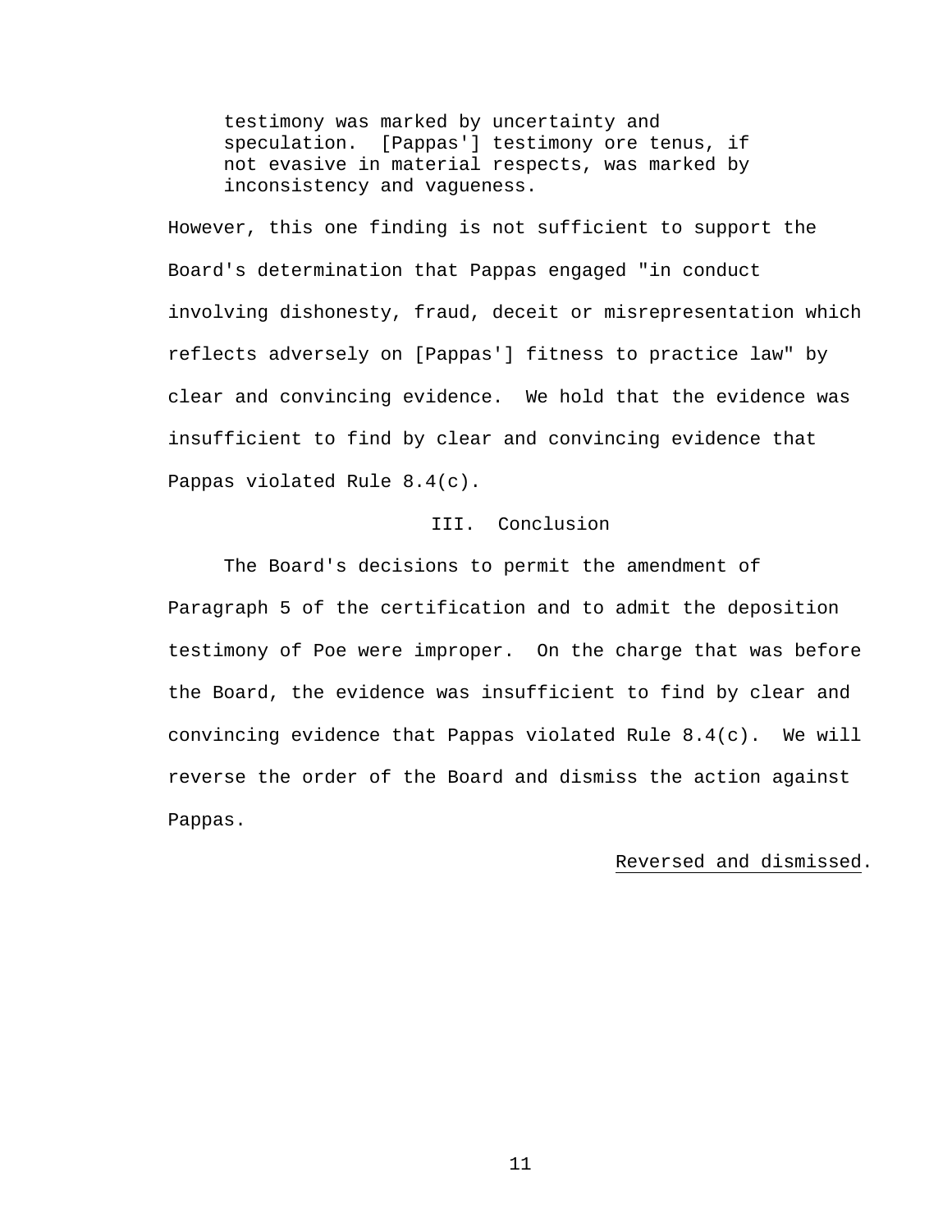> testimony was marked by uncertainty and speculation. [Pappas'] testimony ore tenus, if not evasive in material respects, was marked by inconsistency and vagueness.

However, this one finding is not sufficient to support the Board's determination that Pappas engaged "in conduct involving dishonesty, fraud, deceit or misrepresentation which reflects adversely on [Pappas'] fitness to practice law" by clear and convincing evidence. We hold that the evidence was insufficient to find by clear and convincing evidence that Pappas violated Rule 8.4(c).

## III. Conclusion

The Board's decisions to permit the amendment of Paragraph 5 of the certification and to admit the deposition testimony of Poe were improper. On the charge that was before the Board, the evidence was insufficient to find by clear and convincing evidence that Pappas violated Rule 8.4(c). We will reverse the order of the Board and dismiss the action against Pappas.

Reversed and dismissed.